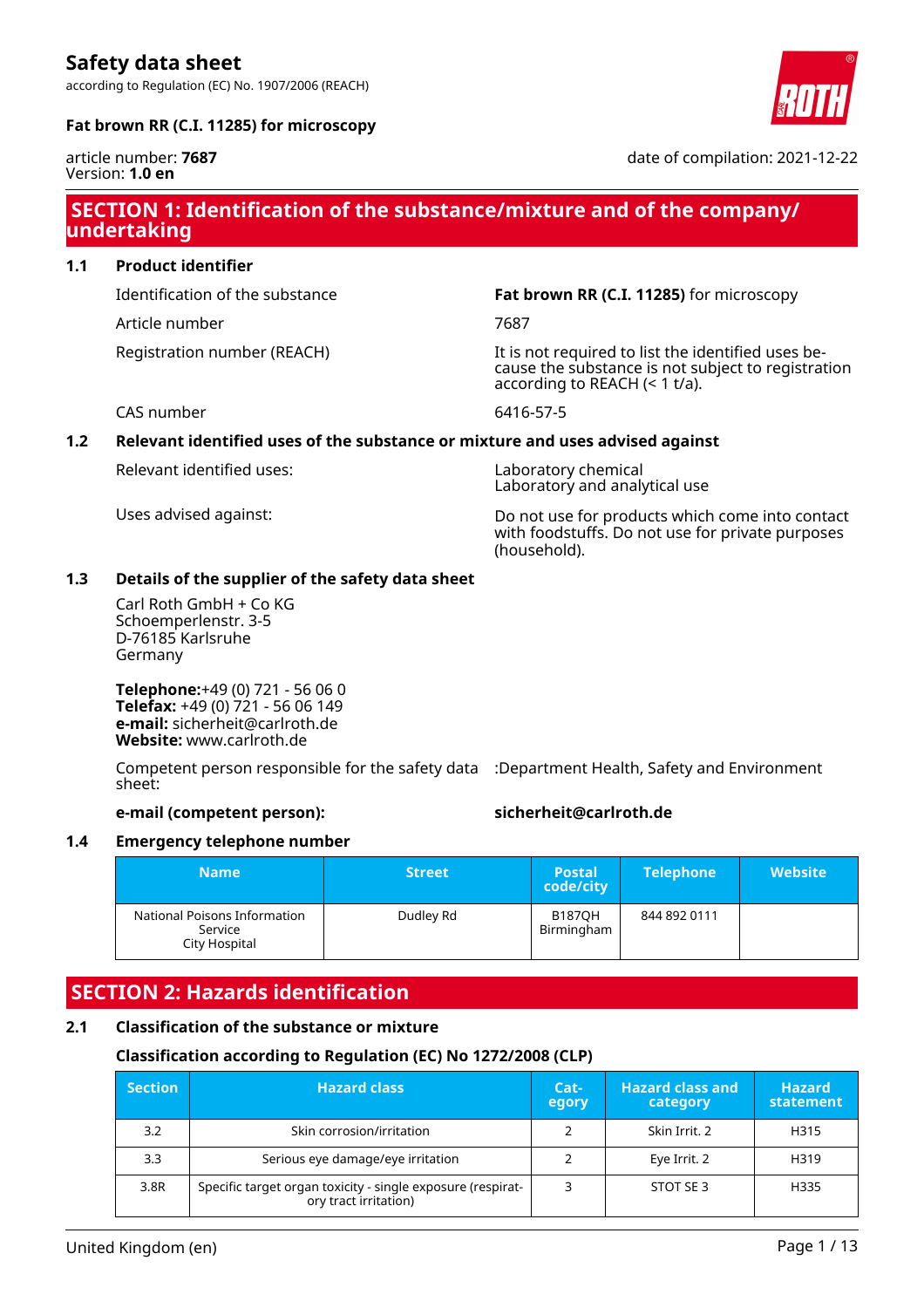# Safety data sheet

according to Regulation (EC) No. 1907/2006 (REACH)

**Fat brown RR (C.I. 11285) for microscopy**

article number: **7687**
Version: **1.0 en**

date of compilation: 2021-12-22

## SECTION 1: Identification of the substance/mixture and of the company/undertaking

### 1.1 Product identifier

Identification of the substance: **Fat brown RR (C.I. 11285)** for microscopy

Article number: 7687

Registration number (REACH): It is not required to list the identified uses because the substance is not subject to registration according to REACH (< 1 t/a).

CAS number: 6416-57-5

### 1.2 Relevant identified uses of the substance or mixture and uses advised against

Relevant identified uses: Laboratory chemical
Laboratory and analytical use

Uses advised against: Do not use for products which come into contact with foodstuffs. Do not use for private purposes (household).

### 1.3 Details of the supplier of the safety data sheet

Carl Roth GmbH + Co KG
Schoemperlenstr. 3-5
D-76185 Karlsruhe
Germany

**Telephone:**+49 (0) 721 - 56 06 0
**Telefax:** +49 (0) 721 - 56 06 149
**e-mail:** sicherheit@carlroth.de
**Website:** www.carlroth.de

Competent person responsible for the safety data sheet: :Department Health, Safety and Environment

**e-mail (competent person):** **sicherheit@carlroth.de**

### 1.4 Emergency telephone number

| Name | Street | Postal code/city | Telephone | Website |
|---|---|---|---|---|
| National Poisons Information Service City Hospital | Dudley Rd | B187QH Birmingham | 844 892 0111 | |

## SECTION 2: Hazards identification

### 2.1 Classification of the substance or mixture

**Classification according to Regulation (EC) No 1272/2008 (CLP)**

| Section | Hazard class | Category | Hazard class and category | Hazard statement |
|---|---|---|---|---|
| 3.2 | Skin corrosion/irritation | 2 | Skin Irrit. 2 | H315 |
| 3.3 | Serious eye damage/eye irritation | 2 | Eye Irrit. 2 | H319 |
| 3.8R | Specific target organ toxicity - single exposure (respiratory tract irritation) | 3 | STOT SE 3 | H335 |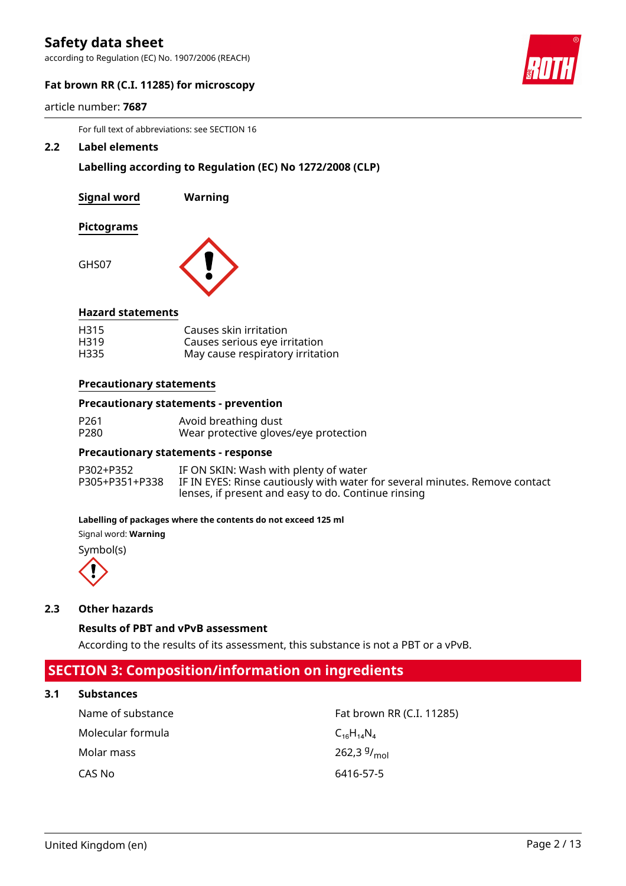For full text of abbreviations: see SECTION 16

## 2.2 Label elements

**Labelling according to Regulation (EC) No 1272/2008 (CLP)**

**Signal word** **Warning**

**Pictograms**

GHS07

**Hazard statements**

| | |
|---|---|
| H315 | Causes skin irritation |
| H319 | Causes serious eye irritation |
| H335 | May cause respiratory irritation |

**Precautionary statements**

**Precautionary statements - prevention**

| | |
|---|---|
| P261 | Avoid breathing dust |
| P280 | Wear protective gloves/eye protection |

**Precautionary statements - response**

| | |
|---|---|
| P302+P352 | IF ON SKIN: Wash with plenty of water |
| P305+P351+P338 | IF IN EYES: Rinse cautiously with water for several minutes. Remove contact lenses, if present and easy to do. Continue rinsing |

**Labelling of packages where the contents do not exceed 125 ml**

Signal word: **Warning**

Symbol(s)

## 2.3 Other hazards

**Results of PBT and vPvB assessment**

According to the results of its assessment, this substance is not a PBT or a vPvB.

# SECTION 3: Composition/information on ingredients

## 3.1 Substances

| | |
|---|---|
| Name of substance | Fat brown RR (C.I. 11285) |
| Molecular formula | $C_{16}H_{14}N_4$ |
| Molar mass | 262,3 $^{g}/_{mol}$ |
| CAS No | 6416-57-5 |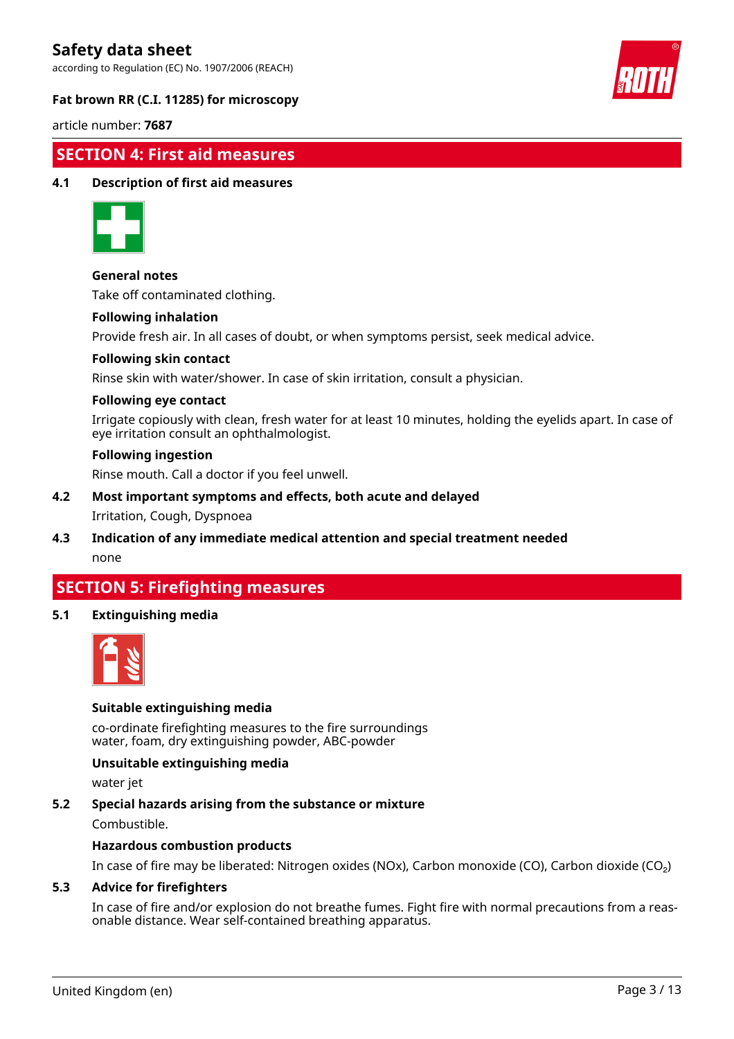## SECTION 4: First aid measures

### 4.1 Description of first aid measures

**General notes**

Take off contaminated clothing.

**Following inhalation**

Provide fresh air. In all cases of doubt, or when symptoms persist, seek medical advice.

**Following skin contact**

Rinse skin with water/shower. In case of skin irritation, consult a physician.

**Following eye contact**

Irrigate copiously with clean, fresh water for at least 10 minutes, holding the eyelids apart. In case of eye irritation consult an ophthalmologist.

**Following ingestion**

Rinse mouth. Call a doctor if you feel unwell.

### 4.2 Most important symptoms and effects, both acute and delayed

Irritation, Cough, Dyspnoea

### 4.3 Indication of any immediate medical attention and special treatment needed

none

## SECTION 5: Firefighting measures

### 5.1 Extinguishing media

**Suitable extinguishing media**

co-ordinate firefighting measures to the fire surroundings
water, foam, dry extinguishing powder, ABC-powder

**Unsuitable extinguishing media**

water jet

### 5.2 Special hazards arising from the substance or mixture

Combustible.

**Hazardous combustion products**

In case of fire may be liberated: Nitrogen oxides (NOx), Carbon monoxide (CO), Carbon dioxide ($CO_2$)

### 5.3 Advice for firefighters

In case of fire and/or explosion do not breathe fumes. Fight fire with normal precautions from a reasonable distance. Wear self-contained breathing apparatus.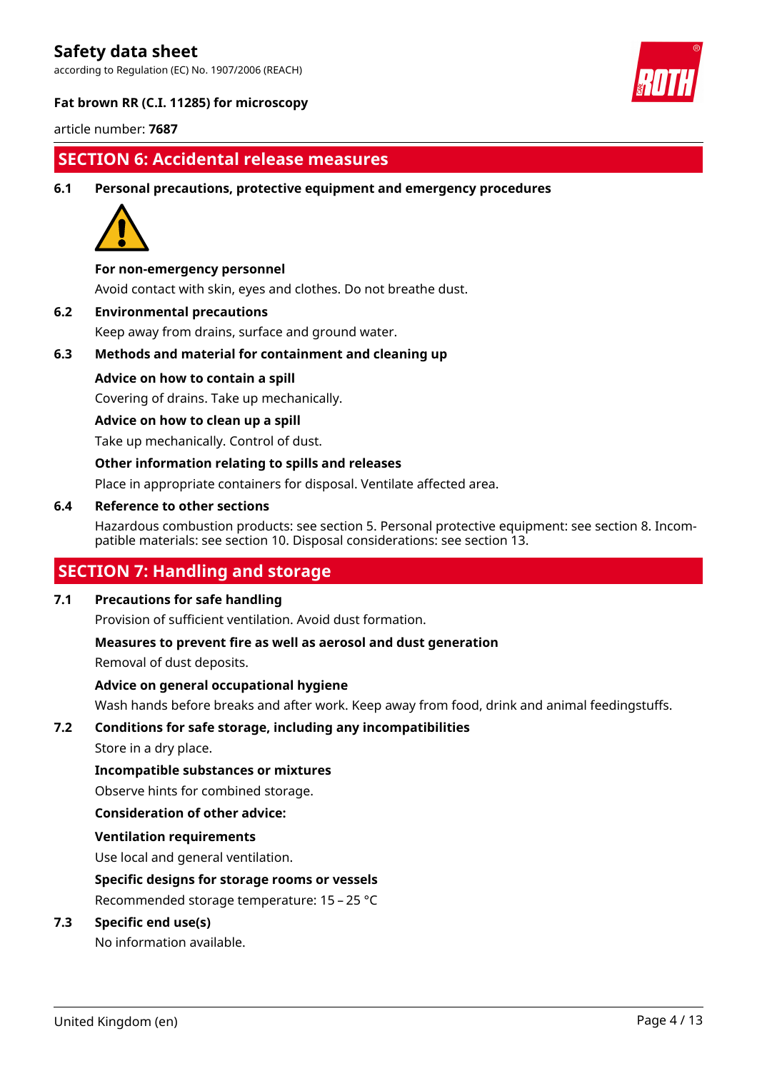## SECTION 6: Accidental release measures

### 6.1 Personal precautions, protective equipment and emergency procedures

**For non-emergency personnel**

Avoid contact with skin, eyes and clothes. Do not breathe dust.

### 6.2 Environmental precautions

Keep away from drains, surface and ground water.

### 6.3 Methods and material for containment and cleaning up

**Advice on how to contain a spill**

Covering of drains. Take up mechanically.

**Advice on how to clean up a spill**

Take up mechanically. Control of dust.

**Other information relating to spills and releases**

Place in appropriate containers for disposal. Ventilate affected area.

### 6.4 Reference to other sections

Hazardous combustion products: see section 5. Personal protective equipment: see section 8. Incompatible materials: see section 10. Disposal considerations: see section 13.

## SECTION 7: Handling and storage

### 7.1 Precautions for safe handling

Provision of sufficient ventilation. Avoid dust formation.

**Measures to prevent fire as well as aerosol and dust generation**

Removal of dust deposits.

**Advice on general occupational hygiene**

Wash hands before breaks and after work. Keep away from food, drink and animal feedingstuffs.

### 7.2 Conditions for safe storage, including any incompatibilities

Store in a dry place.

**Incompatible substances or mixtures**

Observe hints for combined storage.

**Consideration of other advice:**

**Ventilation requirements**

Use local and general ventilation.

**Specific designs for storage rooms or vessels**

Recommended storage temperature: 15 – 25 °C

### 7.3 Specific end use(s)

No information available.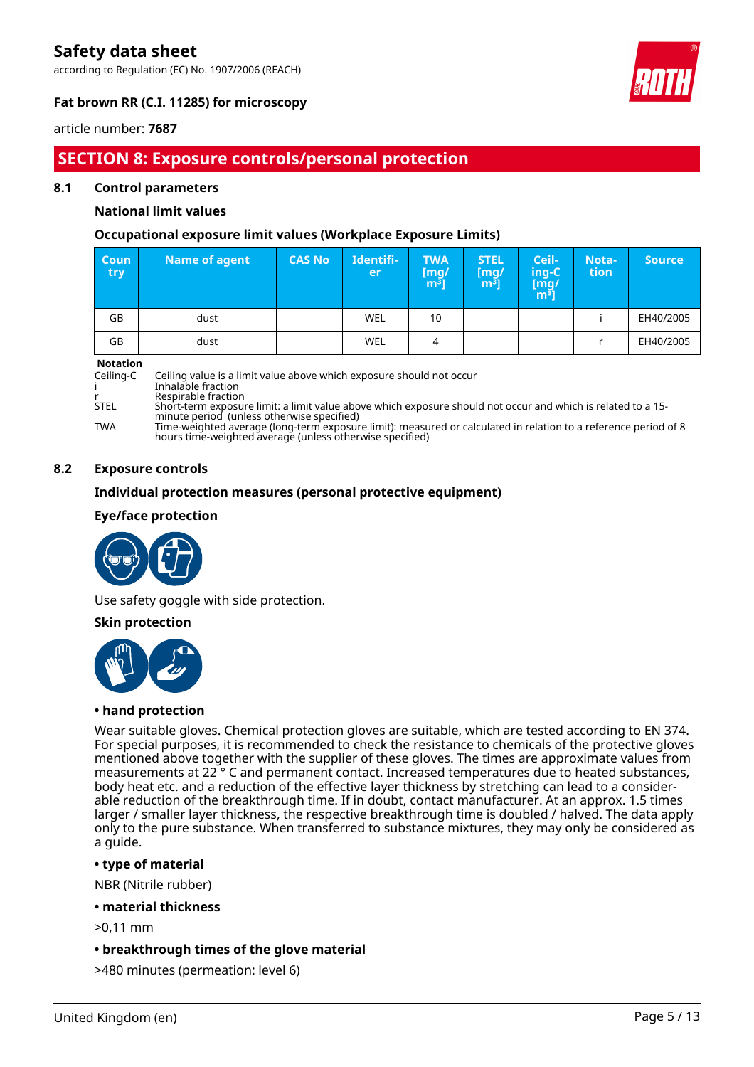## SECTION 8: Exposure controls/personal protection

### 8.1 Control parameters

**National limit values**

**Occupational exposure limit values (Workplace Exposure Limits)**

| Country | Name of agent | CAS No | Identifier | TWA [mg/m³] | STEL [mg/m³] | Ceiling-C [mg/m³] | Notation | Source |
|---|---|---|---|---|---|---|---|---|
| GB | dust | | WEL | 10 | | | i | EH40/2005 |
| GB | dust | | WEL | 4 | | | r | EH40/2005 |

**Notation**

Ceiling-C Ceiling value is a limit value above which exposure should not occur
i Inhalable fraction
r Respirable fraction
STEL Short-term exposure limit: a limit value above which exposure should not occur and which is related to a 15-minute period (unless otherwise specified)
TWA Time-weighted average (long-term exposure limit): measured or calculated in relation to a reference period of 8 hours time-weighted average (unless otherwise specified)

### 8.2 Exposure controls

**Individual protection measures (personal protective equipment)**

**Eye/face protection**

Use safety goggle with side protection.

**Skin protection**

**• hand protection**

Wear suitable gloves. Chemical protection gloves are suitable, which are tested according to EN 374. For special purposes, it is recommended to check the resistance to chemicals of the protective gloves mentioned above together with the supplier of these gloves. The times are approximate values from measurements at 22 ° C and permanent contact. Increased temperatures due to heated substances, body heat etc. and a reduction of the effective layer thickness by stretching can lead to a considerable reduction of the breakthrough time. If in doubt, contact manufacturer. At an approx. 1.5 times larger / smaller layer thickness, the respective breakthrough time is doubled / halved. The data apply only to the pure substance. When transferred to substance mixtures, they may only be considered as a guide.

**• type of material**

NBR (Nitrile rubber)

**• material thickness**

>0,11 mm

**• breakthrough times of the glove material**

>480 minutes (permeation: level 6)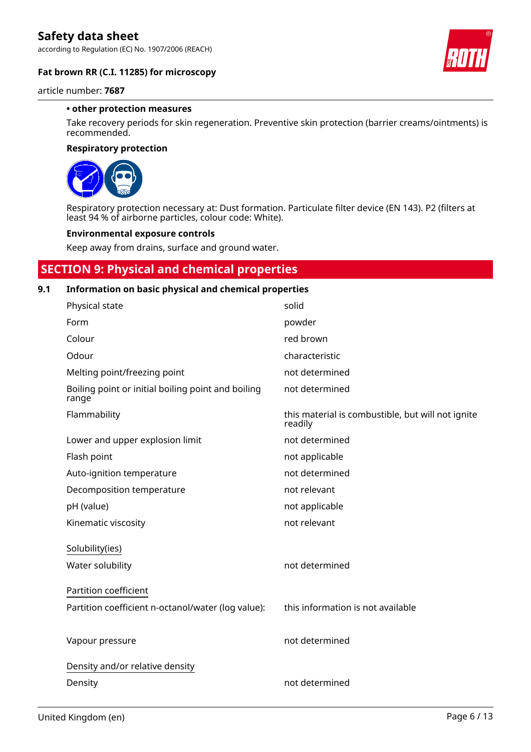**• other protection measures**

Take recovery periods for skin regeneration. Preventive skin protection (barrier creams/ointments) is recommended.

**Respiratory protection**

Respiratory protection necessary at: Dust formation. Particulate filter device (EN 143). P2 (filters at least 94 % of airborne particles, colour code: White).

**Environmental exposure controls**

Keep away from drains, surface and ground water.

## SECTION 9: Physical and chemical properties

### 9.1 Information on basic physical and chemical properties

| | |
|---|---|
| Physical state | solid |
| Form | powder |
| Colour | red brown |
| Odour | characteristic |
| Melting point/freezing point | not determined |
| Boiling point or initial boiling point and boiling range | not determined |
| Flammability | this material is combustible, but will not ignite readily |
| Lower and upper explosion limit | not determined |
| Flash point | not applicable |
| Auto-ignition temperature | not determined |
| Decomposition temperature | not relevant |
| pH (value) | not applicable |
| Kinematic viscosity | not relevant |

Solubility(ies)

| | |
|---|---|
| Water solubility | not determined |

Partition coefficient

| | |
|---|---|
| Partition coefficient n-octanol/water (log value): | this information is not available |
| Vapour pressure | not determined |

Density and/or relative density

| | |
|---|---|
| Density | not determined |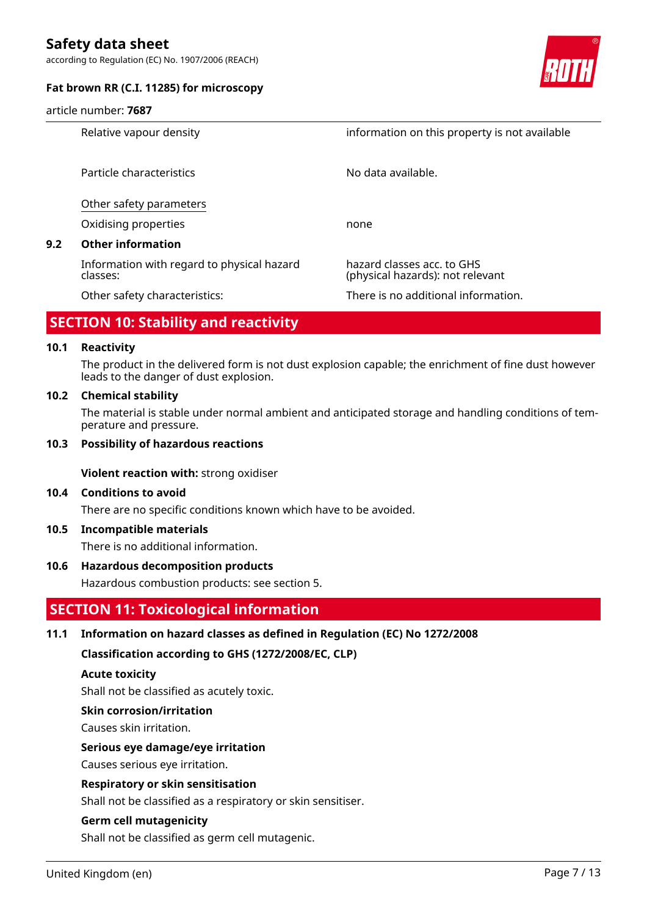| | |
|---|---|
| Relative vapour density | information on this property is not available |
| Particle characteristics | No data available. |

Other safety parameters

| | |
|---|---|
| Oxidising properties | none |

**9.2 Other information**

| | |
|---|---|
| Information with regard to physical hazard classes: | hazard classes acc. to GHS (physical hazards): not relevant |
| Other safety characteristics: | There is no additional information. |

## SECTION 10: Stability and reactivity

**10.1 Reactivity**

The product in the delivered form is not dust explosion capable; the enrichment of fine dust however leads to the danger of dust explosion.

**10.2 Chemical stability**

The material is stable under normal ambient and anticipated storage and handling conditions of temperature and pressure.

**10.3 Possibility of hazardous reactions**

**Violent reaction with:** strong oxidiser

**10.4 Conditions to avoid**

There are no specific conditions known which have to be avoided.

**10.5 Incompatible materials**

There is no additional information.

**10.6 Hazardous decomposition products**

Hazardous combustion products: see section 5.

## SECTION 11: Toxicological information

**11.1 Information on hazard classes as defined in Regulation (EC) No 1272/2008**

**Classification according to GHS (1272/2008/EC, CLP)**

**Acute toxicity**

Shall not be classified as acutely toxic.

**Skin corrosion/irritation**

Causes skin irritation.

**Serious eye damage/eye irritation**

Causes serious eye irritation.

**Respiratory or skin sensitisation**

Shall not be classified as a respiratory or skin sensitiser.

**Germ cell mutagenicity**

Shall not be classified as germ cell mutagenic.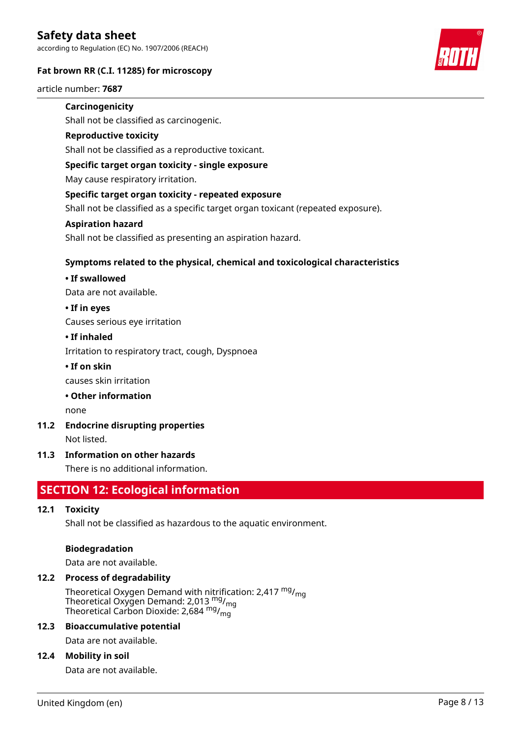**Carcinogenicity**

Shall not be classified as carcinogenic.

**Reproductive toxicity**

Shall not be classified as a reproductive toxicant.

**Specific target organ toxicity - single exposure**

May cause respiratory irritation.

**Specific target organ toxicity - repeated exposure**

Shall not be classified as a specific target organ toxicant (repeated exposure).

**Aspiration hazard**

Shall not be classified as presenting an aspiration hazard.

**Symptoms related to the physical, chemical and toxicological characteristics**

**• If swallowed**

Data are not available.

**• If in eyes**

Causes serious eye irritation

**• If inhaled**

Irritation to respiratory tract, cough, Dyspnoea

**• If on skin**

causes skin irritation

**• Other information**

none

### 11.2 Endocrine disrupting properties

Not listed.

### 11.3 Information on other hazards

There is no additional information.

## SECTION 12: Ecological information

### 12.1 Toxicity

Shall not be classified as hazardous to the aquatic environment.

**Biodegradation**

Data are not available.

### 12.2 Process of degradability

Theoretical Oxygen Demand with nitrification: 2,417 $^{mg}/_{mg}$
Theoretical Oxygen Demand: 2,013 $^{mg}/_{mg}$
Theoretical Carbon Dioxide: 2,684 $^{mg}/_{mg}$

### 12.3 Bioaccumulative potential

Data are not available.

### 12.4 Mobility in soil

Data are not available.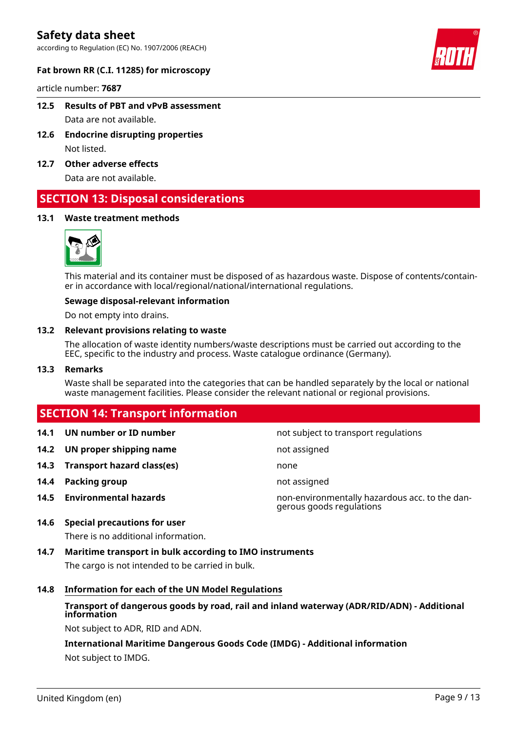### 12.5 Results of PBT and vPvB assessment

Data are not available.

### 12.6 Endocrine disrupting properties

Not listed.

### 12.7 Other adverse effects

Data are not available.

## SECTION 13: Disposal considerations

### 13.1 Waste treatment methods

This material and its container must be disposed of as hazardous waste. Dispose of contents/container in accordance with local/regional/national/international regulations.

**Sewage disposal-relevant information**

Do not empty into drains.

### 13.2 Relevant provisions relating to waste

The allocation of waste identity numbers/waste descriptions must be carried out according to the EEC, specific to the industry and process. Waste catalogue ordinance (Germany).

### 13.3 Remarks

Waste shall be separated into the categories that can be handled separately by the local or national waste management facilities. Please consider the relevant national or regional provisions.

## SECTION 14: Transport information

| | | |
|---|---|---|
| **14.1** | **UN number or ID number** | not subject to transport regulations |
| **14.2** | **UN proper shipping name** | not assigned |
| **14.3** | **Transport hazard class(es)** | none |
| **14.4** | **Packing group** | not assigned |
| **14.5** | **Environmental hazards** | non-environmentally hazardous acc. to the dangerous goods regulations |

### 14.6 Special precautions for user

There is no additional information.

### 14.7 Maritime transport in bulk according to IMO instruments

The cargo is not intended to be carried in bulk.

### 14.8 Information for each of the UN Model Regulations

**Transport of dangerous goods by road, rail and inland waterway (ADR/RID/ADN) - Additional information**

Not subject to ADR, RID and ADN.

**International Maritime Dangerous Goods Code (IMDG) - Additional information**

Not subject to IMDG.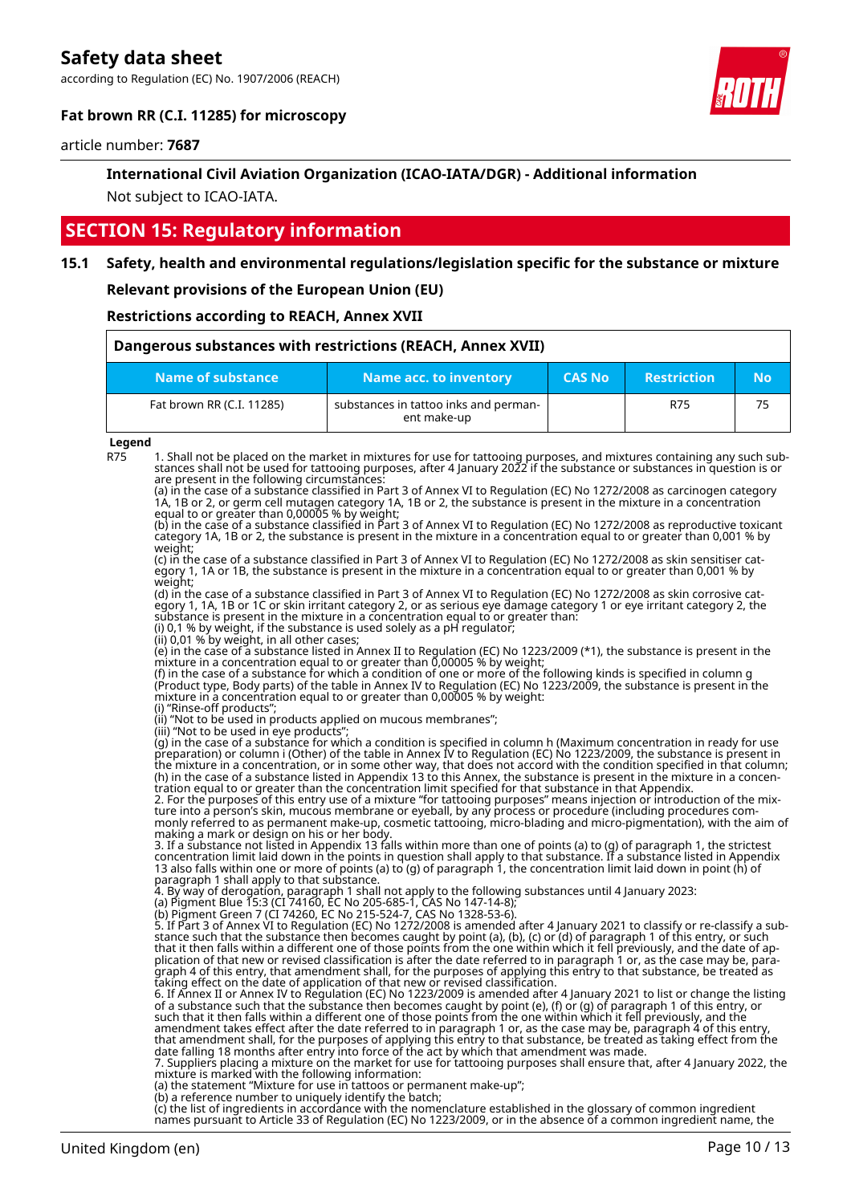### International Civil Aviation Organization (ICAO-IATA/DGR) - Additional information

Not subject to ICAO-IATA.

## SECTION 15: Regulatory information

### 15.1 Safety, health and environmental regulations/legislation specific for the substance or mixture

**Relevant provisions of the European Union (EU)**

**Restrictions according to REACH, Annex XVII**

| Dangerous substances with restrictions (REACH, Annex XVII) | | | | |
|---|---|---|---|---|
| Name of substance | Name acc. to inventory | CAS No | Restriction | No |
| Fat brown RR (C.I. 11285) | substances in tattoo inks and permanent make-up | | R75 | 75 |

**Legend**

R75 1. Shall not be placed on the market in mixtures for use for tattooing purposes, and mixtures containing any such substances shall not be used for tattooing purposes, after 4 January 2022 if the substance or substances in question is or are present in the following circumstances:
(a) in the case of a substance classified in Part 3 of Annex VI to Regulation (EC) No 1272/2008 as carcinogen category 1A, 1B or 2, or germ cell mutagen category 1A, 1B or 2, the substance is present in the mixture in a concentration equal to or greater than 0,00005 % by weight;
(b) in the case of a substance classified in Part 3 of Annex VI to Regulation (EC) No 1272/2008 as reproductive toxicant category 1A, 1B or 2, the substance is present in the mixture in a concentration equal to or greater than 0,001 % by weight;
(c) in the case of a substance classified in Part 3 of Annex VI to Regulation (EC) No 1272/2008 as skin sensitiser category 1, 1A or 1B, the substance is present in the mixture in a concentration equal to or greater than 0,001 % by weight;
(d) in the case of a substance classified in Part 3 of Annex VI to Regulation (EC) No 1272/2008 as skin corrosive category 1, 1A, 1B or 1C or skin irritant category 2, or as serious eye damage category 1 or eye irritant category 2, the substance is present in the mixture in a concentration equal to or greater than:
(i) 0,1 % by weight, if the substance is used solely as a pH regulator;
(ii) 0,01 % by weight, in all other cases;
(e) in the case of a substance listed in Annex II to Regulation (EC) No 1223/2009 (*1), the substance is present in the mixture in a concentration equal to or greater than 0,00005 % by weight;
(f) in the case of a substance for which a condition of one or more of the following kinds is specified in column g (Product type, Body parts) of the table in Annex IV to Regulation (EC) No 1223/2009, the substance is present in the mixture in a concentration equal to or greater than 0,00005 % by weight:
(i) "Rinse-off products";
(ii) "Not to be used in products applied on mucous membranes";
(iii) "Not to be used in eye products";
(g) in the case of a substance for which a condition is specified in column h (Maximum concentration in ready for use preparation) or column i (Other) of the table in Annex IV to Regulation (EC) No 1223/2009, the substance is present in the mixture in a concentration, or in some other way, that does not accord with the condition specified in that column;
(h) in the case of a substance listed in Appendix 13 to this Annex, the substance is present in the mixture in a concentration equal to or greater than the concentration limit specified for that substance in that Appendix.
2. For the purposes of this entry use of a mixture "for tattooing purposes" means injection or introduction of the mixture into a person's skin, mucous membrane or eyeball, by any process or procedure (including procedures commonly referred to as permanent make-up, cosmetic tattooing, micro-blading and micro-pigmentation), with the aim of making a mark or design on his or her body.
3. If a substance not listed in Appendix 13 falls within more than one of points (a) to (g) of paragraph 1, the strictest concentration limit laid down in the points in question shall apply to that substance. If a substance listed in Appendix 13 also falls within one or more of points (a) to (g) of paragraph 1, the concentration limit laid down in point (h) of paragraph 1 shall apply to that substance.
4. By way of derogation, paragraph 1 shall not apply to the following substances until 4 January 2023:
(a) Pigment Blue 15:3 (CI 74160, EC No 205-685-1, CAS No 147-14-8);
(b) Pigment Green 7 (CI 74260, EC No 215-524-7, CAS No 1328-53-6).
5. If Part 3 of Annex VI to Regulation (EC) No 1272/2008 is amended after 4 January 2021 to classify or re-classify a substance such that the substance then becomes caught by point (a), (b), (c) or (d) of paragraph 1 of this entry, or such that it then falls within a different one of those points from the one within which it fell previously, and the date of application of that new or revised classification is after the date referred to in paragraph 1 or, as the case may be, paragraph 4 of this entry, that amendment shall, for the purposes of applying this entry to that substance, be treated as taking effect on the date of application of that new or revised classification.
6. If Annex II or Annex IV to Regulation (EC) No 1223/2009 is amended after 4 January 2021 to list or change the listing of a substance such that the substance then becomes caught by point (e), (f) or (g) of paragraph 1 of this entry, or such that it then falls within a different one of those points from the one within which it fell previously, and the amendment takes effect after the date referred to in paragraph 1 or, as the case may be, paragraph 4 of this entry, that amendment shall, for the purposes of applying this entry to that substance, be treated as taking effect from the date falling 18 months after entry into force of the act by which that amendment was made.
7. Suppliers placing a mixture on the market for use for tattooing purposes shall ensure that, after 4 January 2022, the mixture is marked with the following information:
(a) the statement "Mixture for use in tattoos or permanent make-up";
(b) a reference number to uniquely identify the batch;
(c) the list of ingredients in accordance with the nomenclature established in the glossary of common ingredient names pursuant to Article 33 of Regulation (EC) No 1223/2009, or in the absence of a common ingredient name, the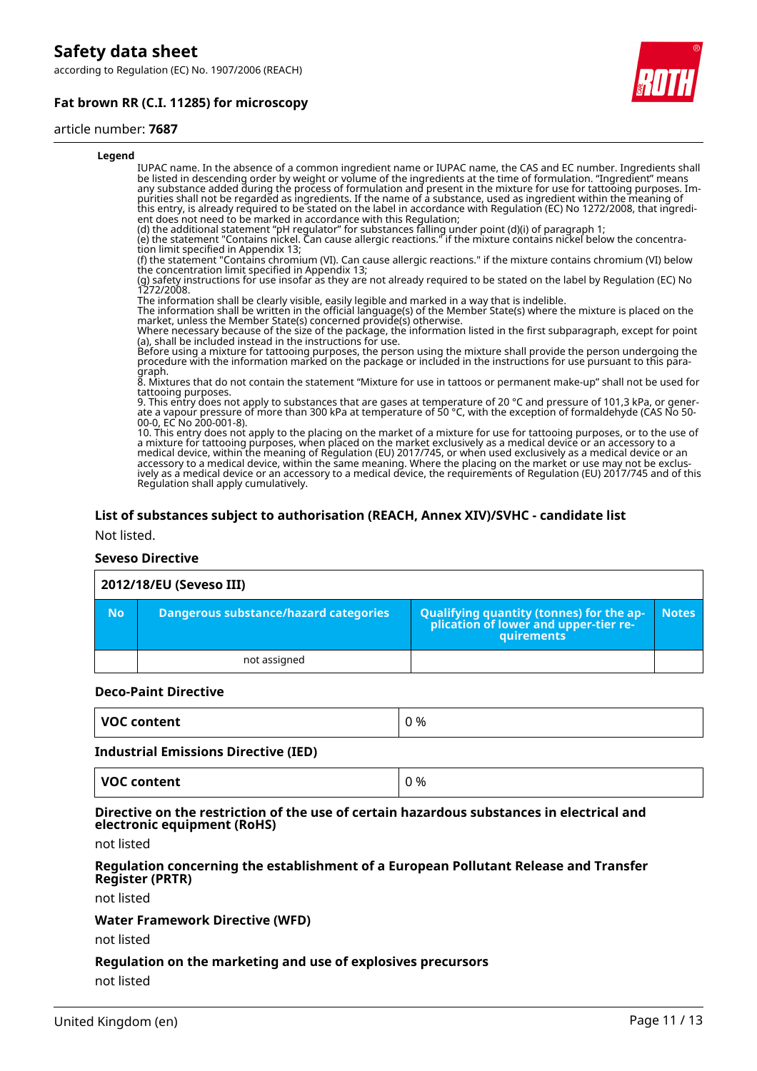**Legend**

IUPAC name. In the absence of a common ingredient name or IUPAC name, the CAS and EC number. Ingredients shall be listed in descending order by weight or volume of the ingredients at the time of formulation. "Ingredient" means any substance added during the process of formulation and present in the mixture for use for tattooing purposes. Impurities shall not be regarded as ingredients. If the name of a substance, used as ingredient within the meaning of this entry, is already required to be stated on the label in accordance with Regulation (EC) No 1272/2008, that ingredient does not need to be marked in accordance with this Regulation;
(d) the additional statement "pH regulator" for substances falling under point (d)(i) of paragraph 1;
(e) the statement "Contains nickel. Can cause allergic reactions." if the mixture contains nickel below the concentration limit specified in Appendix 13;
(f) the statement "Contains chromium (VI). Can cause allergic reactions." if the mixture contains chromium (VI) below the concentration limit specified in Appendix 13;
(g) safety instructions for use insofar as they are not already required to be stated on the label by Regulation (EC) No 1272/2008.
The information shall be clearly visible, easily legible and marked in a way that is indelible.
The information shall be written in the official language(s) of the Member State(s) where the mixture is placed on the market, unless the Member State(s) concerned provide(s) otherwise.
Where necessary because of the size of the package, the information listed in the first subparagraph, except for point (a), shall be included instead in the instructions for use.
Before using a mixture for tattooing purposes, the person using the mixture shall provide the person undergoing the procedure with the information marked on the package or included in the instructions for use pursuant to this paragraph.
8. Mixtures that do not contain the statement "Mixture for use in tattoos or permanent make-up" shall not be used for tattooing purposes.
9. This entry does not apply to substances that are gases at temperature of 20 °C and pressure of 101,3 kPa, or generate a vapour pressure of more than 300 kPa at temperature of 50 °C, with the exception of formaldehyde (CAS No 50-00-0, EC No 200-001-8).
10. This entry does not apply to the placing on the market of a mixture for use for tattooing purposes, or to the use of a mixture for tattooing purposes, when placed on the market exclusively as a medical device or an accessory to a medical device, within the meaning of Regulation (EU) 2017/745, or when used exclusively as a medical device or an accessory to a medical device, within the same meaning. Where the placing on the market or use may not be exclusively as a medical device or an accessory to a medical device, the requirements of Regulation (EU) 2017/745 and of this Regulation shall apply cumulatively.

### List of substances subject to authorisation (REACH, Annex XIV)/SVHC - candidate list

Not listed.

### Seveso Directive

| 2012/18/EU (Seveso III) | | | |
|---|---|---|---|
| **No** | **Dangerous substance/hazard categories** | **Qualifying quantity (tonnes) for the application of lower and upper-tier requirements** | **Notes** |
| | not assigned | | |

### Deco-Paint Directive

| VOC content | 0 % |
|---|---|

### Industrial Emissions Directive (IED)

| VOC content | 0 % |
|---|---|

### Directive on the restriction of the use of certain hazardous substances in electrical and electronic equipment (RoHS)

not listed

### Regulation concerning the establishment of a European Pollutant Release and Transfer Register (PRTR)

not listed

### Water Framework Directive (WFD)

not listed

### Regulation on the marketing and use of explosives precursors

not listed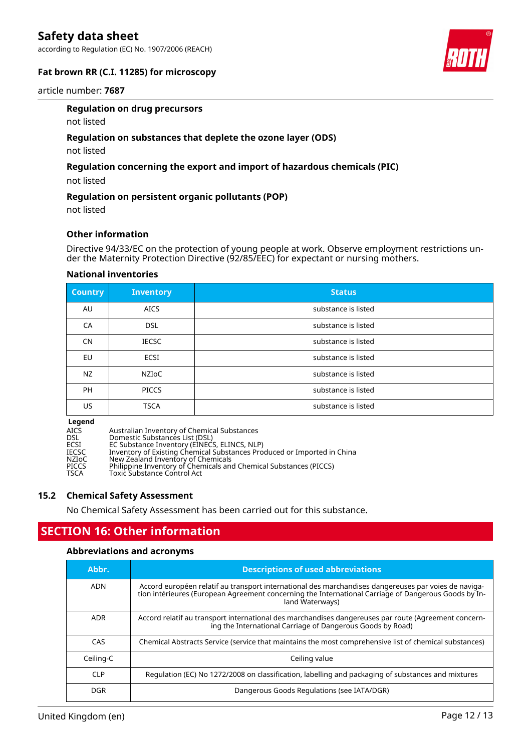### Regulation on drug precursors

not listed

### Regulation on substances that deplete the ozone layer (ODS)

not listed

### Regulation concerning the export and import of hazardous chemicals (PIC)

not listed

### Regulation on persistent organic pollutants (POP)

not listed

### Other information

Directive 94/33/EC on the protection of young people at work. Observe employment restrictions under the Maternity Protection Directive (92/85/EEC) for expectant or nursing mothers.

### National inventories

| Country | Inventory | Status |
|---|---|---|
| AU | AICS | substance is listed |
| CA | DSL | substance is listed |
| CN | IECSC | substance is listed |
| EU | ECSI | substance is listed |
| NZ | NZIoC | substance is listed |
| PH | PICCS | substance is listed |
| US | TSCA | substance is listed |

**Legend**

AICS Australian Inventory of Chemical Substances
DSL Domestic Substances List (DSL)
ECSI EC Substance Inventory (EINECS, ELINCS, NLP)
IECSC Inventory of Existing Chemical Substances Produced or Imported in China
NZIoC New Zealand Inventory of Chemicals
PICCS Philippine Inventory of Chemicals and Chemical Substances (PICCS)
TSCA Toxic Substance Control Act

## 15.2 Chemical Safety Assessment

No Chemical Safety Assessment has been carried out for this substance.

# SECTION 16: Other information

### Abbreviations and acronyms

| Abbr. | Descriptions of used abbreviations |
|---|---|
| ADN | Accord européen relatif au transport international des marchandises dangereuses par voies de navigation intérieures (European Agreement concerning the International Carriage of Dangerous Goods by Inland Waterways) |
| ADR | Accord relatif au transport international des marchandises dangereuses par route (Agreement concerning the International Carriage of Dangerous Goods by Road) |
| CAS | Chemical Abstracts Service (service that maintains the most comprehensive list of chemical substances) |
| Ceiling-C | Ceiling value |
| CLP | Regulation (EC) No 1272/2008 on classification, labelling and packaging of substances and mixtures |
| DGR | Dangerous Goods Regulations (see IATA/DGR) |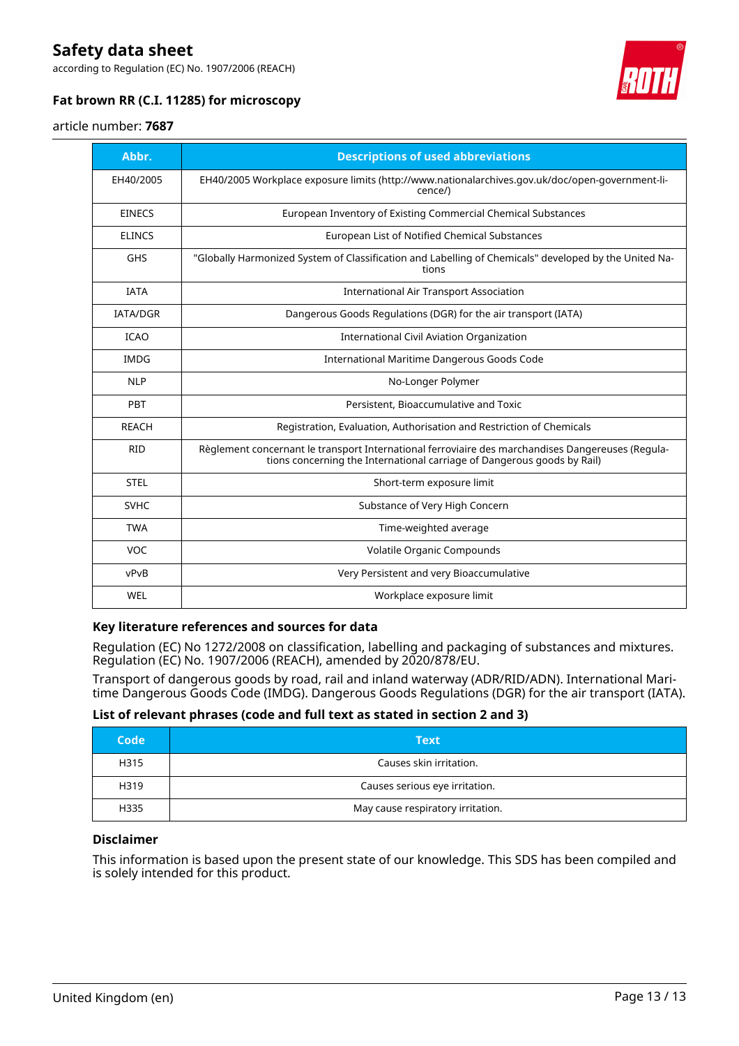| Abbr. | Descriptions of used abbreviations |
|---|---|
| EH40/2005 | EH40/2005 Workplace exposure limits (http://www.nationalarchives.gov.uk/doc/open-government-licence/) |
| EINECS | European Inventory of Existing Commercial Chemical Substances |
| ELINCS | European List of Notified Chemical Substances |
| GHS | "Globally Harmonized System of Classification and Labelling of Chemicals" developed by the United Nations |
| IATA | International Air Transport Association |
| IATA/DGR | Dangerous Goods Regulations (DGR) for the air transport (IATA) |
| ICAO | International Civil Aviation Organization |
| IMDG | International Maritime Dangerous Goods Code |
| NLP | No-Longer Polymer |
| PBT | Persistent, Bioaccumulative and Toxic |
| REACH | Registration, Evaluation, Authorisation and Restriction of Chemicals |
| RID | Règlement concernant le transport International ferroviaire des marchandises Dangereuses (Regulations concerning the International carriage of Dangerous goods by Rail) |
| STEL | Short-term exposure limit |
| SVHC | Substance of Very High Concern |
| TWA | Time-weighted average |
| VOC | Volatile Organic Compounds |
| vPvB | Very Persistent and very Bioaccumulative |
| WEL | Workplace exposure limit |

### Key literature references and sources for data

Regulation (EC) No 1272/2008 on classification, labelling and packaging of substances and mixtures. Regulation (EC) No. 1907/2006 (REACH), amended by 2020/878/EU.

Transport of dangerous goods by road, rail and inland waterway (ADR/RID/ADN). International Maritime Dangerous Goods Code (IMDG). Dangerous Goods Regulations (DGR) for the air transport (IATA).

### List of relevant phrases (code and full text as stated in section 2 and 3)

| Code | Text |
|---|---|
| H315 | Causes skin irritation. |
| H319 | Causes serious eye irritation. |
| H335 | May cause respiratory irritation. |

### Disclaimer

This information is based upon the present state of our knowledge. This SDS has been compiled and is solely intended for this product.